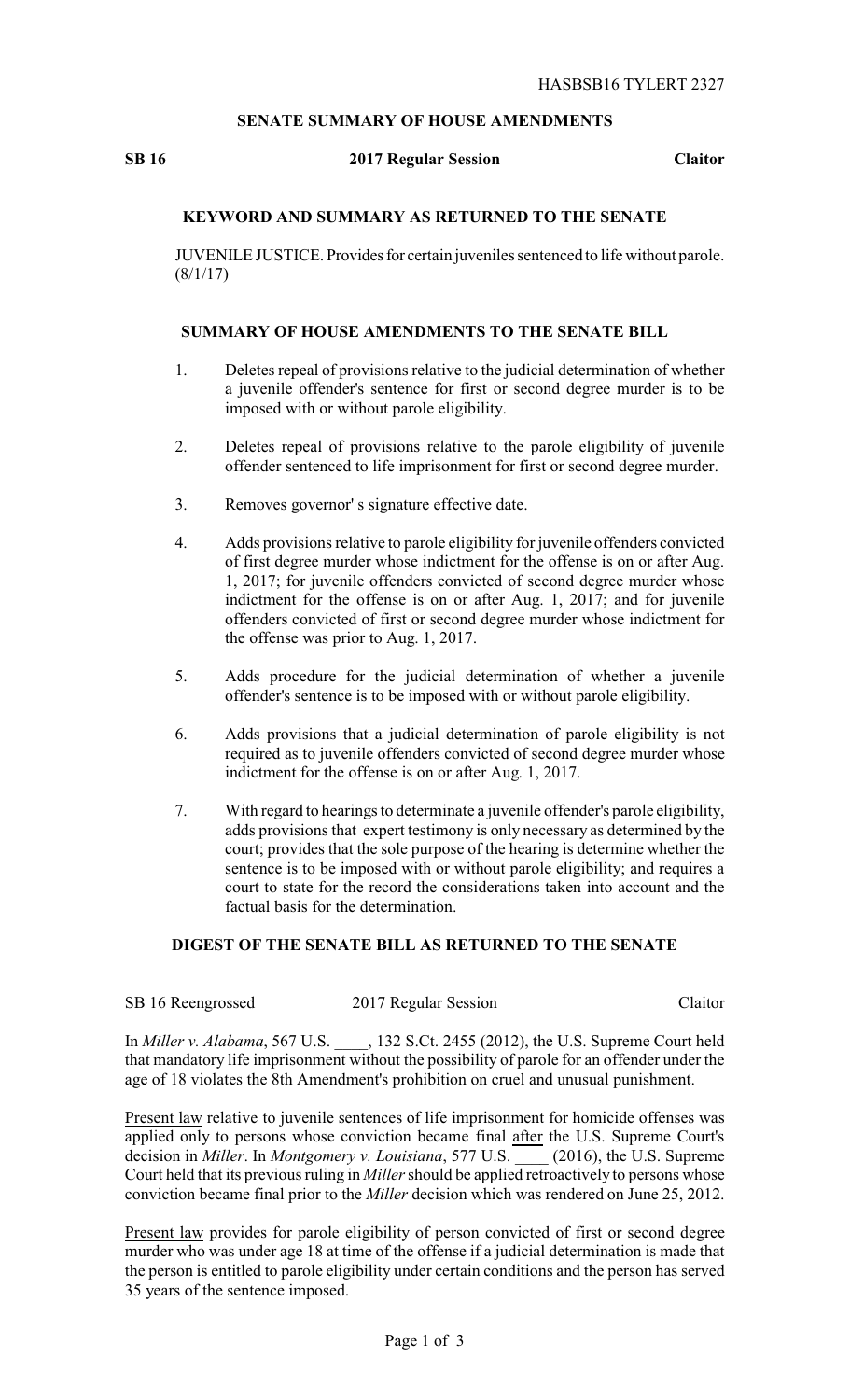HASBSB16 TYLERT 2327

## SENATE SUMMARY OF HOUSE AMENDMENTS

**SB 16** **2017 Regular Session** **Claitor**

### KEYWORD AND SUMMARY AS RETURNED TO THE SENATE

JUVENILE JUSTICE. Provides for certain juveniles sentenced to life without parole. (8/1/17)

### SUMMARY OF HOUSE AMENDMENTS TO THE SENATE BILL

1. Deletes repeal of provisions relative to the judicial determination of whether a juvenile offender's sentence for first or second degree murder is to be imposed with or without parole eligibility.

2. Deletes repeal of provisions relative to the parole eligibility of juvenile offender sentenced to life imprisonment for first or second degree murder.

3. Removes governor' s signature effective date.

4. Adds provisions relative to parole eligibility for juvenile offenders convicted of first degree murder whose indictment for the offense is on or after Aug. 1, 2017; for juvenile offenders convicted of second degree murder whose indictment for the offense is on or after Aug. 1, 2017; and for juvenile offenders convicted of first or second degree murder whose indictment for the offense was prior to Aug. 1, 2017.

5. Adds procedure for the judicial determination of whether a juvenile offender's sentence is to be imposed with or without parole eligibility.

6. Adds provisions that a judicial determination of parole eligibility is not required as to juvenile offenders convicted of second degree murder whose indictment for the offense is on or after Aug. 1, 2017.

7. With regard to hearings to determinate a juvenile offender's parole eligibility, adds provisions that expert testimony is only necessary as determined by the court; provides that the sole purpose of the hearing is determine whether the sentence is to be imposed with or without parole eligibility; and requires a court to state for the record the considerations taken into account and the factual basis for the determination.

### DIGEST OF THE SENATE BILL AS RETURNED TO THE SENATE

SB 16 Reengrossed 2017 Regular Session Claitor

In *Miller v. Alabama*, 567 U.S. ____, 132 S.Ct. 2455 (2012), the U.S. Supreme Court held that mandatory life imprisonment without the possibility of parole for an offender under the age of 18 violates the 8th Amendment's prohibition on cruel and unusual punishment.

Present law relative to juvenile sentences of life imprisonment for homicide offenses was applied only to persons whose conviction became final after the U.S. Supreme Court's decision in *Miller*. In *Montgomery v. Louisiana*, 577 U.S. ____ (2016), the U.S. Supreme Court held that its previous ruling in *Miller* should be applied retroactively to persons whose conviction became final prior to the *Miller* decision which was rendered on June 25, 2012.

Present law provides for parole eligibility of person convicted of first or second degree murder who was under age 18 at time of the offense if a judicial determination is made that the person is entitled to parole eligibility under certain conditions and the person has served 35 years of the sentence imposed.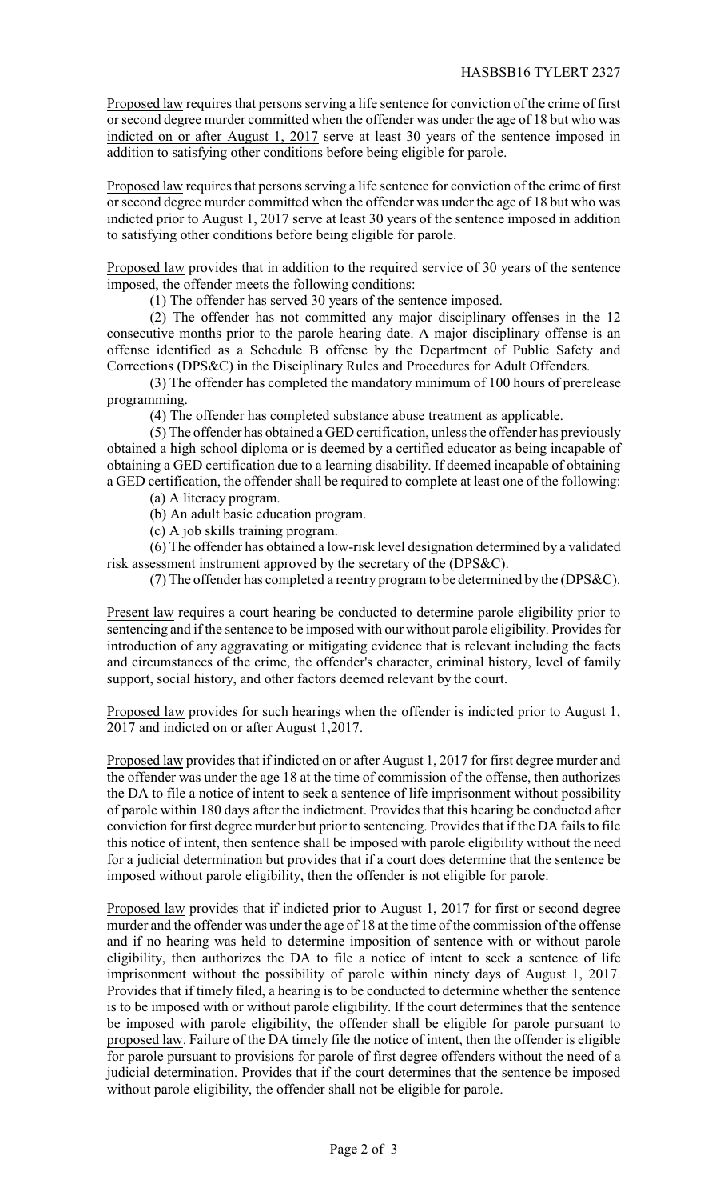Proposed law requires that persons serving a life sentence for conviction of the crime of first or second degree murder committed when the offender was under the age of 18 but who was indicted on or after August 1, 2017 serve at least 30 years of the sentence imposed in addition to satisfying other conditions before being eligible for parole.

Proposed law requires that persons serving a life sentence for conviction of the crime of first or second degree murder committed when the offender was under the age of 18 but who was indicted prior to August 1, 2017 serve at least 30 years of the sentence imposed in addition to satisfying other conditions before being eligible for parole.

Proposed law provides that in addition to the required service of 30 years of the sentence imposed, the offender meets the following conditions:

(1) The offender has served 30 years of the sentence imposed.

(2) The offender has not committed any major disciplinary offenses in the 12 consecutive months prior to the parole hearing date. A major disciplinary offense is an offense identified as a Schedule B offense by the Department of Public Safety and Corrections (DPS&C) in the Disciplinary Rules and Procedures for Adult Offenders.

(3) The offender has completed the mandatory minimum of 100 hours of prerelease programming.

(4) The offender has completed substance abuse treatment as applicable.

(5) The offender has obtained a GED certification, unless the offender has previously obtained a high school diploma or is deemed by a certified educator as being incapable of obtaining a GED certification due to a learning disability. If deemed incapable of obtaining a GED certification, the offender shall be required to complete at least one of the following:

(a) A literacy program.

(b) An adult basic education program.

(c) A job skills training program.

(6) The offender has obtained a low-risk level designation determined by a validated risk assessment instrument approved by the secretary of the (DPS&C).

(7) The offender has completed a reentry program to be determined by the (DPS&C).

Present law requires a court hearing be conducted to determine parole eligibility prior to sentencing and if the sentence to be imposed with our without parole eligibility. Provides for introduction of any aggravating or mitigating evidence that is relevant including the facts and circumstances of the crime, the offender's character, criminal history, level of family support, social history, and other factors deemed relevant by the court.

Proposed law provides for such hearings when the offender is indicted prior to August 1, 2017 and indicted on or after August 1,2017.

Proposed law provides that if indicted on or after August 1, 2017 for first degree murder and the offender was under the age 18 at the time of commission of the offense, then authorizes the DA to file a notice of intent to seek a sentence of life imprisonment without possibility of parole within 180 days after the indictment. Provides that this hearing be conducted after conviction for first degree murder but prior to sentencing. Provides that if the DA fails to file this notice of intent, then sentence shall be imposed with parole eligibility without the need for a judicial determination but provides that if a court does determine that the sentence be imposed without parole eligibility, then the offender is not eligible for parole.

Proposed law provides that if indicted prior to August 1, 2017 for first or second degree murder and the offender was under the age of 18 at the time of the commission of the offense and if no hearing was held to determine imposition of sentence with or without parole eligibility, then authorizes the DA to file a notice of intent to seek a sentence of life imprisonment without the possibility of parole within ninety days of August 1, 2017. Provides that if timely filed, a hearing is to be conducted to determine whether the sentence is to be imposed with or without parole eligibility. If the court determines that the sentence be imposed with parole eligibility, the offender shall be eligible for parole pursuant to proposed law. Failure of the DA timely file the notice of intent, then the offender is eligible for parole pursuant to provisions for parole of first degree offenders without the need of a judicial determination. Provides that if the court determines that the sentence be imposed without parole eligibility, the offender shall not be eligible for parole.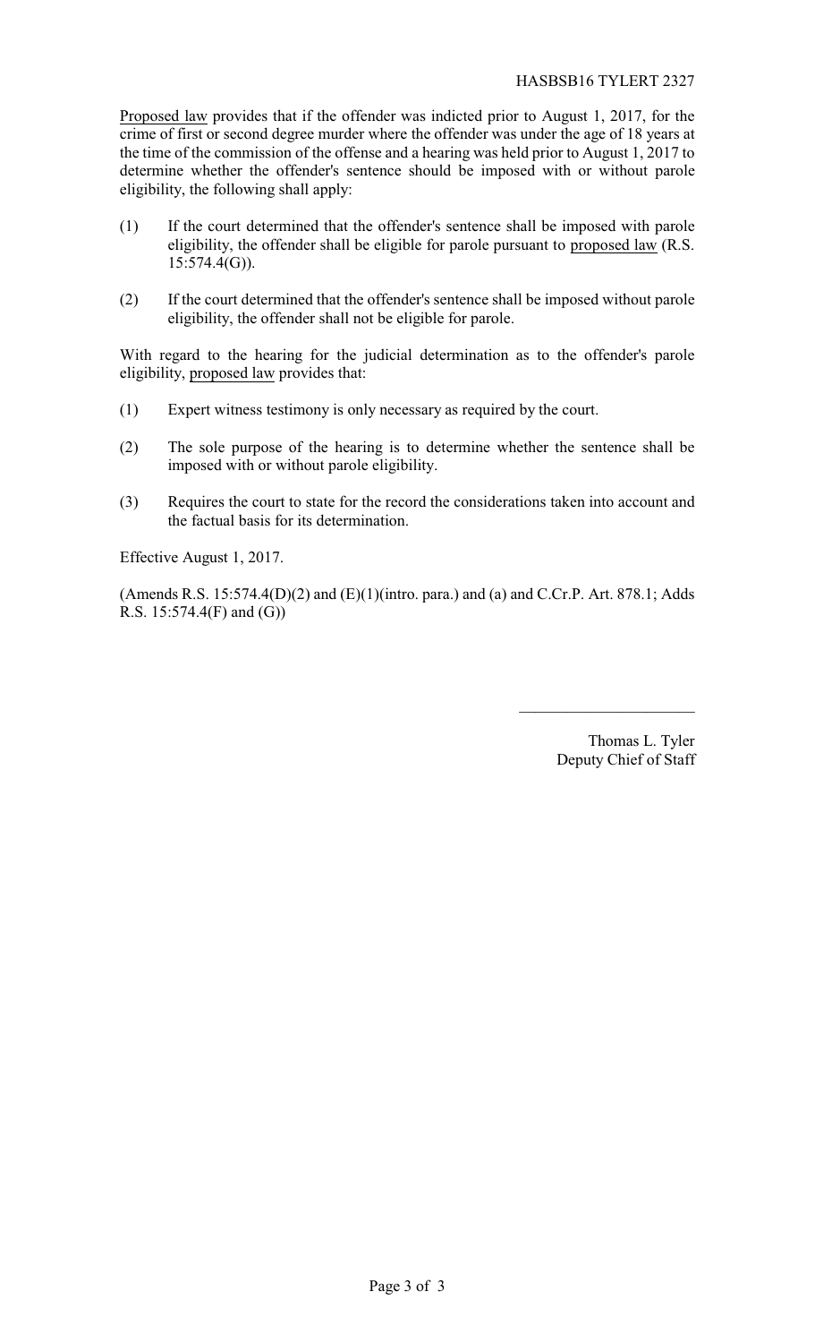Proposed law provides that if the offender was indicted prior to August 1, 2017, for the crime of first or second degree murder where the offender was under the age of 18 years at the time of the commission of the offense and a hearing was held prior to August 1, 2017 to determine whether the offender's sentence should be imposed with or without parole eligibility, the following shall apply:

(1) If the court determined that the offender's sentence shall be imposed with parole eligibility, the offender shall be eligible for parole pursuant to proposed law (R.S. 15:574.4(G)).

(2) If the court determined that the offender's sentence shall be imposed without parole eligibility, the offender shall not be eligible for parole.

With regard to the hearing for the judicial determination as to the offender's parole eligibility, proposed law provides that:

(1) Expert witness testimony is only necessary as required by the court.

(2) The sole purpose of the hearing is to determine whether the sentence shall be imposed with or without parole eligibility.

(3) Requires the court to state for the record the considerations taken into account and the factual basis for its determination.

Effective August 1, 2017.

(Amends R.S. 15:574.4(D)(2) and (E)(1)(intro. para.) and (a) and C.Cr.P. Art. 878.1; Adds R.S. 15:574.4(F) and (G))

Thomas L. Tyler
Deputy Chief of Staff